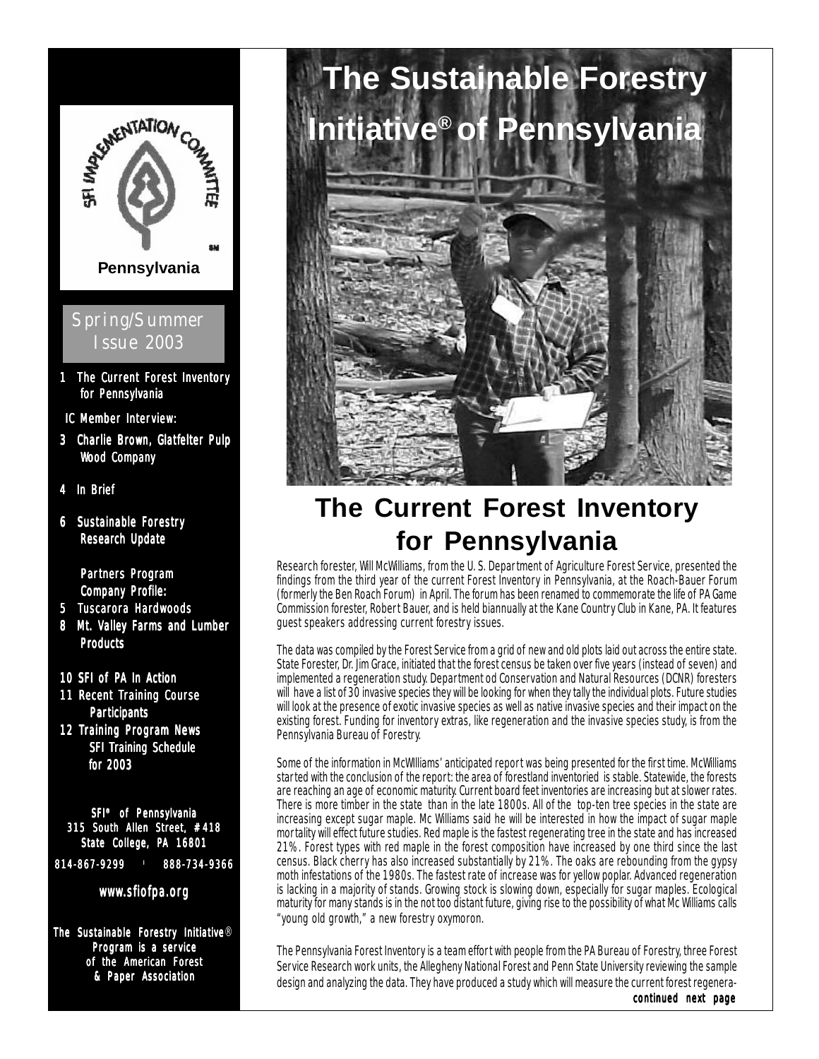# The Sustainable Forestry Initiative® of Pennsylvania

SFI Implementation Committee

Pennsylvania

Spring/Summer Issue 2003

1 The Current Forest Inventory for Pennsylvania

IC Member Interview:

3 Charlie Brown, Glatfelter Pulp Wood Company

4 In Brief

6 Sustainable Forestry Research Update

Partners Program Company Profile:

5 Tuscarora Hardwoods

8 Mt. Valley Farms and Lumber Products

10 SFI of PA In Action

11 Recent Training Course Participants

12 Training Program News SFI Training Schedule for 2003

**SFI® of Pennsylvania**
**315 South Allen Street, #418**
**State College, PA 16801**
**814-867-9299 · 888-734-9366**

**www.sfiofpa.org**

**The Sustainable Forestry Initiative® Program is a service of the American Forest & Paper Association**

## The Current Forest Inventory for Pennsylvania

Research forester, Will McWilliams, from the U. S. Department of Agriculture Forest Service, presented the findings from the third year of the current Forest Inventory in Pennsylvania, at the Roach-Bauer Forum (formerly the Ben Roach Forum) in April. The forum has been renamed to commemorate the life of PA Game Commission forester, Robert Bauer, and is held biannually at the Kane Country Club in Kane, PA. It features guest speakers addressing current forestry issues.

The data was compiled by the Forest Service from a grid of new and old plots laid out across the entire state. State Forester, Dr. Jim Grace, initiated that the forest census be taken over five years (instead of seven) and implemented a regeneration study. Department od Conservation and Natural Resources (DCNR) foresters will have a list of 30 invasive species they will be looking for when they tally the individual plots. Future studies will look at the presence of exotic invasive species as well as native invasive species and their impact on the existing forest. Funding for inventory extras, like regeneration and the invasive species study, is from the Pennsylvania Bureau of Forestry.

Some of the information in McWIlliams' anticipated report was being presented for the first time. McWilliams started with the conclusion of the report: the area of forestland inventoried is stable. Statewide, the forests are reaching an age of economic maturity. Current board feet inventories are increasing but at slower rates. There is more timber in the state than in the late 1800s. All of the top-ten tree species in the state are increasing except sugar maple. Mc Williams said he will be interested in how the impact of sugar maple mortality will effect future studies. Red maple is the fastest regenerating tree in the state and has increased 21%. Forest types with red maple in the forest composition have increased by one third since the last census. Black cherry has also increased substantially by 21%. The oaks are rebounding from the gypsy moth infestations of the 1980s. The fastest rate of increase was for yellow poplar. Advanced regeneration is lacking in a majority of stands. Growing stock is slowing down, especially for sugar maples. Ecological maturity for many stands is in the not too distant future, giving rise to the possibility of what Mc Williams calls "young old growth," a new forestry oxymoron.

The Pennsylvania Forest Inventory is a team effort with people from the PA Bureau of Forestry, three Forest Service Research work units, the Allegheny National Forest and Penn State University reviewing the sample design and analyzing the data. They have produced a study which will measure the current forest regenera-

*continued next page*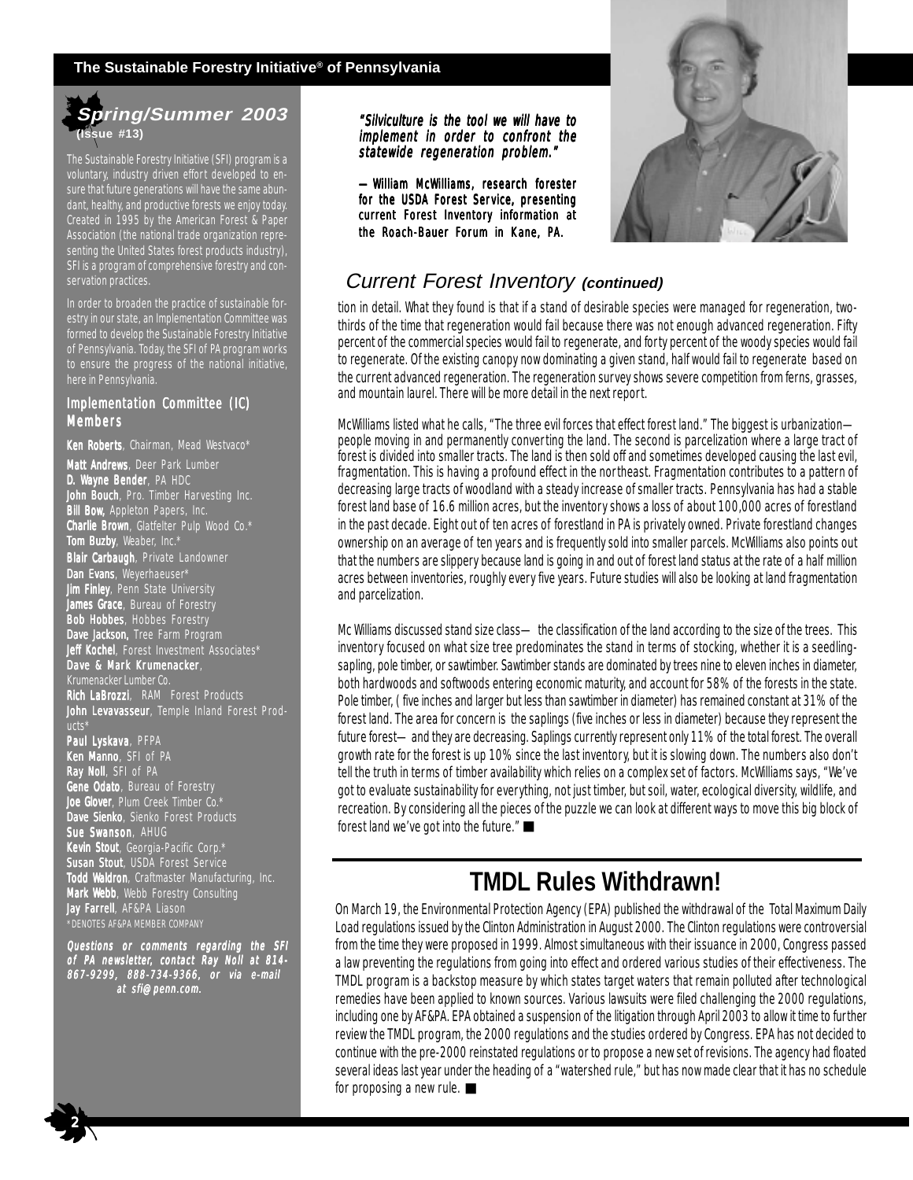## Spring/Summer 2003
(Issue #13)

The Sustainable Forestry Initiative (SFI) program is a voluntary, industry driven effort developed to ensure that future generations will have the same abundant, healthy, and productive forests we enjoy today. Created in 1995 by the American Forest & Paper Association (the national trade organization representing the United States forest products industry), SFI is a program of comprehensive forestry and conservation practices.

In order to broaden the practice of sustainable forestry in our state, an Implementation Committee was formed to develop the Sustainable Forestry Initiative of Pennsylvania. Today, the SFI of PA program works to ensure the progress of the national initiative, here in Pennsylvania.

### Implementation Committee (IC) Members

**Ken Roberts**, Chairman, Mead Westvaco*
**Matt Andrews**, Deer Park Lumber
**D. Wayne Bender**, PA HDC
**John Bouch**, Pro. Timber Harvesting Inc.
**Bill Bow,** Appleton Papers, Inc.
**Charlie Brown**, Glatfelter Pulp Wood Co.*
**Tom Buzby**, Weaber, Inc.*
**Blair Carbaugh**, Private Landowner
**Dan Evans**, Weyerhaeuser*
**Jim Finley**, Penn State University
**James Grace**, Bureau of Forestry
**Bob Hobbes**, Hobbes Forestry
**Dave Jackson,** Tree Farm Program
**Jeff Kochel**, Forest Investment Associates*
**Dave & Mark Krumenacker**, Krumenacker Lumber Co.
**Rich LaBrozzi**, RAM Forest Products
**John Levavasseur**, Temple Inland Forest Products*
**Paul Lyskava**, PFPA
**Ken Manno**, SFI of PA
**Ray Noll**, SFI of PA
**Gene Odato**, Bureau of Forestry
**Joe Glover**, Plum Creek Timber Co.*
**Dave Sienko**, Sienko Forest Products
**Sue Swanson**, AHUG
**Kevin Stout**, Georgia-Pacific Corp.*
**Susan Stout**, USDA Forest Service
**Todd Waldron**, Craftmaster Manufacturing, Inc.
**Mark Webb**, Webb Forestry Consulting
**Jay Farrell**, AF&PA Liason
*DENOTES AF&PA MEMBER COMPANY

***Questions or comments regarding the SFI of PA newsletter, contact Ray Noll at 814-867-9299, 888-734-9366, or via e-mail at sfi@penn.com.***

***"Silviculture is the tool we will have to implement in order to confront the statewide regeneration problem."***

**— William McWilliams, research forester for the USDA Forest Service, presenting current Forest Inventory information at the Roach-Bauer Forum in Kane, PA.**

## *Current Forest Inventory* *(continued)*

tion in detail. What they found is that if a stand of desirable species were managed for regeneration, two-thirds of the time that regeneration would fail because there was not enough advanced regeneration. Fifty percent of the commercial species would fail to regenerate, and forty percent of the woody species would fail to regenerate. Of the existing canopy now dominating a given stand, half would fail to regenerate based on the current advanced regeneration. The regeneration survey shows severe competition from ferns, grasses, and mountain laurel. There will be more detail in the next report.

McWilliams listed what he calls, "The three evil forces that effect forest land." The biggest is urbanization—people moving in and permanently converting the land. The second is parcelization where a large tract of forest is divided into smaller tracts. The land is then sold off and sometimes developed causing the last evil, fragmentation. This is having a profound effect in the northeast. Fragmentation contributes to a pattern of decreasing large tracts of woodland with a steady increase of smaller tracts. Pennsylvania has had a stable forest land base of 16.6 million acres, but the inventory shows a loss of about 100,000 acres of forestland in the past decade. Eight out of ten acres of forestland in PA is privately owned. Private forestland changes ownership on an average of ten years and is frequently sold into smaller parcels. McWilliams also points out that the numbers are slippery because land is going in and out of forest land status at the rate of a half million acres between inventories, roughly every five years. Future studies will also be looking at land fragmentation and parcelization.

Mc Williams discussed stand size class— the classification of the land according to the size of the trees. This inventory focused on what size tree predominates the stand in terms of stocking, whether it is a seedling-sapling, pole timber, or sawtimber. Sawtimber stands are dominated by trees nine to eleven inches in diameter, both hardwoods and softwoods entering economic maturity, and account for 58% of the forests in the state. Pole timber, ( five inches and larger but less than sawtimber in diameter) has remained constant at 31% of the forest land. The area for concern is the saplings (five inches or less in diameter) because they represent the future forest— and they are decreasing. Saplings currently represent only 11% of the total forest. The overall growth rate for the forest is up 10% since the last inventory, but it is slowing down. The numbers also don't tell the truth in terms of timber availability which relies on a complex set of factors. McWilliams says, "We've got to evaluate sustainability for everything, not just timber, but soil, water, ecological diversity, wildlife, and recreation. By considering all the pieces of the puzzle we can look at different ways to move this big block of forest land we've got into the future." ■

## TMDL Rules Withdrawn!

On March 19, the Environmental Protection Agency (EPA) published the withdrawal of the Total Maximum Daily Load regulations issued by the Clinton Administration in August 2000. The Clinton regulations were controversial from the time they were proposed in 1999. Almost simultaneous with their issuance in 2000, Congress passed a law preventing the regulations from going into effect and ordered various studies of their effectiveness. The TMDL program is a backstop measure by which states target waters that remain polluted after technological remedies have been applied to known sources. Various lawsuits were filed challenging the 2000 regulations, including one by AF&PA. EPA obtained a suspension of the litigation through April 2003 to allow it time to further review the TMDL program, the 2000 regulations and the studies ordered by Congress. EPA has not decided to continue with the pre-2000 reinstated regulations or to propose a new set of revisions. The agency had floated several ideas last year under the heading of a "watershed rule," but has now made clear that it has no schedule for proposing a new rule. ■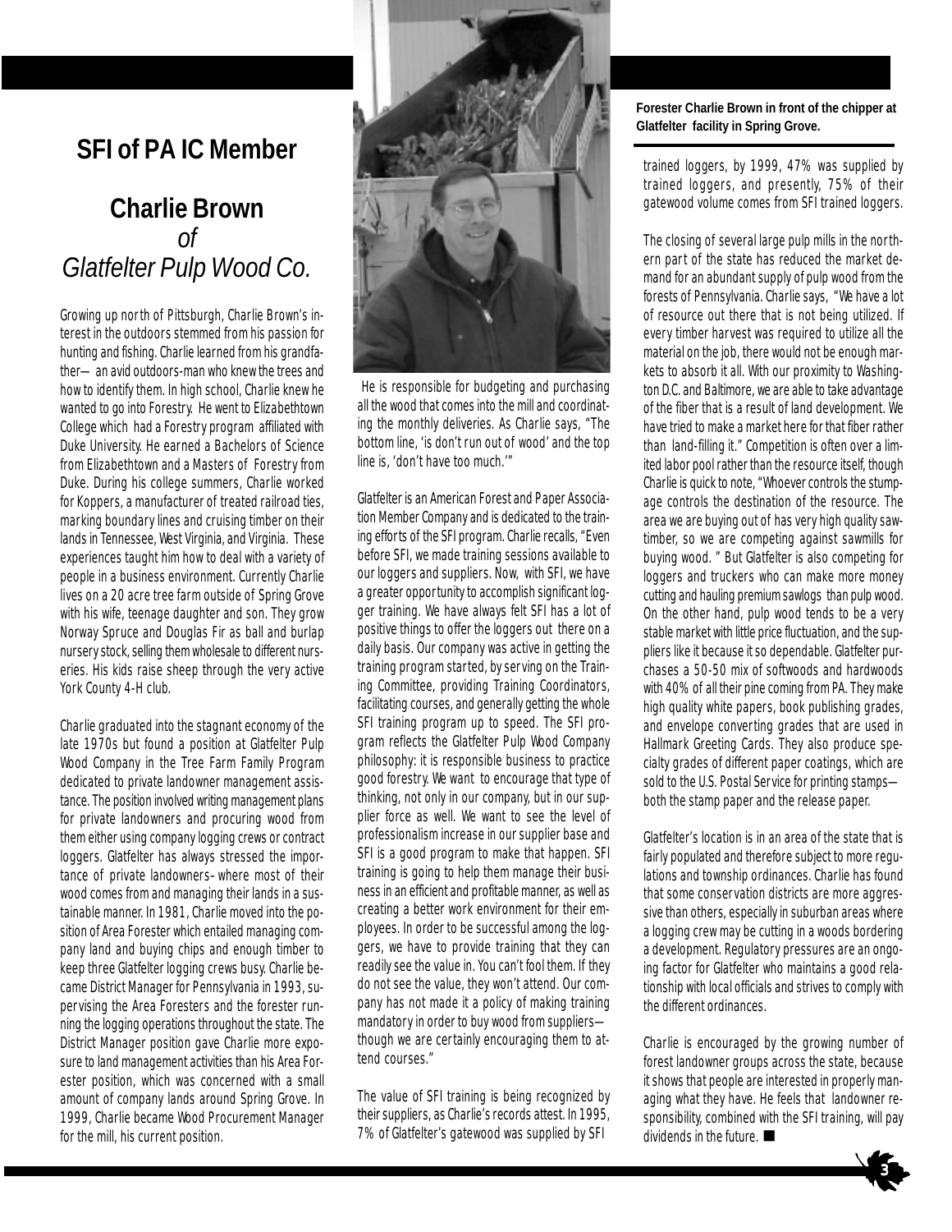## SFI of PA IC Member

## Charlie Brown
*of*
*Glatfelter Pulp Wood Co.*

Growing up north of Pittsburgh, Charlie Brown's interest in the outdoors stemmed from his passion for hunting and fishing. Charlie learned from his grandfather— an avid outdoors-man who knew the trees and how to identify them. In high school, Charlie knew he wanted to go into Forestry. He went to Elizabethtown College which had a Forestry program affiliated with Duke University. He earned a Bachelors of Science from Elizabethtown and a Masters of Forestry from Duke. During his college summers, Charlie worked for Koppers, a manufacturer of treated railroad ties, marking boundary lines and cruising timber on their lands in Tennessee, West Virginia, and Virginia. These experiences taught him how to deal with a variety of people in a business environment. Currently Charlie lives on a 20 acre tree farm outside of Spring Grove with his wife, teenage daughter and son. They grow Norway Spruce and Douglas Fir as ball and burlap nursery stock, selling them wholesale to different nurseries. His kids raise sheep through the very active York County 4-H club.

Charlie graduated into the stagnant economy of the late 1970s but found a position at Glatfelter Pulp Wood Company in the Tree Farm Family Program dedicated to private landowner management assistance. The position involved writing management plans for private landowners and procuring wood from them either using company logging crews or contract loggers. Glatfelter has always stressed the importance of private landowners– where most of their wood comes from and managing their lands in a sustainable manner. In 1981, Charlie moved into the position of Area Forester which entailed managing company land and buying chips and enough timber to keep three Glatfelter logging crews busy. Charlie became District Manager for Pennsylvania in 1993, supervising the Area Foresters and the forester running the logging operations throughout the state. The District Manager position gave Charlie more exposure to land management activities than his Area Forester position, which was concerned with a small amount of company lands around Spring Grove. In 1999, Charlie became Wood Procurement Manager for the mill, his current position.

He is responsible for budgeting and purchasing all the wood that comes into the mill and coordinating the monthly deliveries. As Charlie says, "The bottom line, 'is don't run out of wood' and the top line is, 'don't have too much.'"

Glatfelter is an American Forest and Paper Association Member Company and is dedicated to the training efforts of the SFI program. Charlie recalls, "Even before SFI, we made training sessions available to our loggers and suppliers. Now, with SFI, we have a greater opportunity to accomplish significant logger training. We have always felt SFI has a lot of positive things to offer the loggers out there on a daily basis. Our company was active in getting the training program started, by serving on the Training Committee, providing Training Coordinators, facilitating courses, and generally getting the whole SFI training program up to speed. The SFI program reflects the Glatfelter Pulp Wood Company philosophy: it is responsible business to practice good forestry. We want to encourage that type of thinking, not only in our company, but in our supplier force as well. We want to see the level of professionalism increase in our supplier base and SFI is a good program to make that happen. SFI training is going to help them manage their business in an efficient and profitable manner, as well as creating a better work environment for their employees. In order to be successful among the loggers, we have to provide training that they can readily see the value in. You can't fool them. If they do not see the value, they won't attend. Our company has not made it a policy of making training mandatory in order to buy wood from suppliers— though we are certainly encouraging them to attend courses."

The value of SFI training is being recognized by their suppliers, as Charlie's records attest. In 1995, 7% of Glatfelter's gatewood was supplied by SFI trained loggers, by 1999, 47% was supplied by trained loggers, and presently, 75% of their gatewood volume comes from SFI trained loggers.

**Forester Charlie Brown in front of the chipper at Glatfelter facility in Spring Grove.**

The closing of several large pulp mills in the northern part of the state has reduced the market demand for an abundant supply of pulp wood from the forests of Pennsylvania. Charlie says, "We have a lot of resource out there that is not being utilized. If every timber harvest was required to utilize all the material on the job, there would not be enough markets to absorb it all. With our proximity to Washington D.C. and Baltimore, we are able to take advantage of the fiber that is a result of land development. We have tried to make a market here for that fiber rather than land-filling it." Competition is often over a limited labor pool rather than the resource itself, though Charlie is quick to note, "Whoever controls the stumpage controls the destination of the resource. The area we are buying out of has very high quality sawtimber, so we are competing against sawmills for buying wood. " But Glatfelter is also competing for loggers and truckers who can make more money cutting and hauling premium sawlogs than pulp wood. On the other hand, pulp wood tends to be a very stable market with little price fluctuation, and the suppliers like it because it so dependable. Glatfelter purchases a 50-50 mix of softwoods and hardwoods with 40% of all their pine coming from PA. They make high quality white papers, book publishing grades, and envelope converting grades that are used in Hallmark Greeting Cards. They also produce specialty grades of different paper coatings, which are sold to the U.S. Postal Service for printing stamps— both the stamp paper and the release paper.

Glatfelter's location is in an area of the state that is fairly populated and therefore subject to more regulations and township ordinances. Charlie has found that some conservation districts are more aggressive than others, especially in suburban areas where a logging crew may be cutting in a woods bordering a development. Regulatory pressures are an ongoing factor for Glatfelter who maintains a good relationship with local officials and strives to comply with the different ordinances.

Charlie is encouraged by the growing number of forest landowner groups across the state, because it shows that people are interested in properly managing what they have. He feels that landowner responsibility, combined with the SFI training, will pay dividends in the future. ■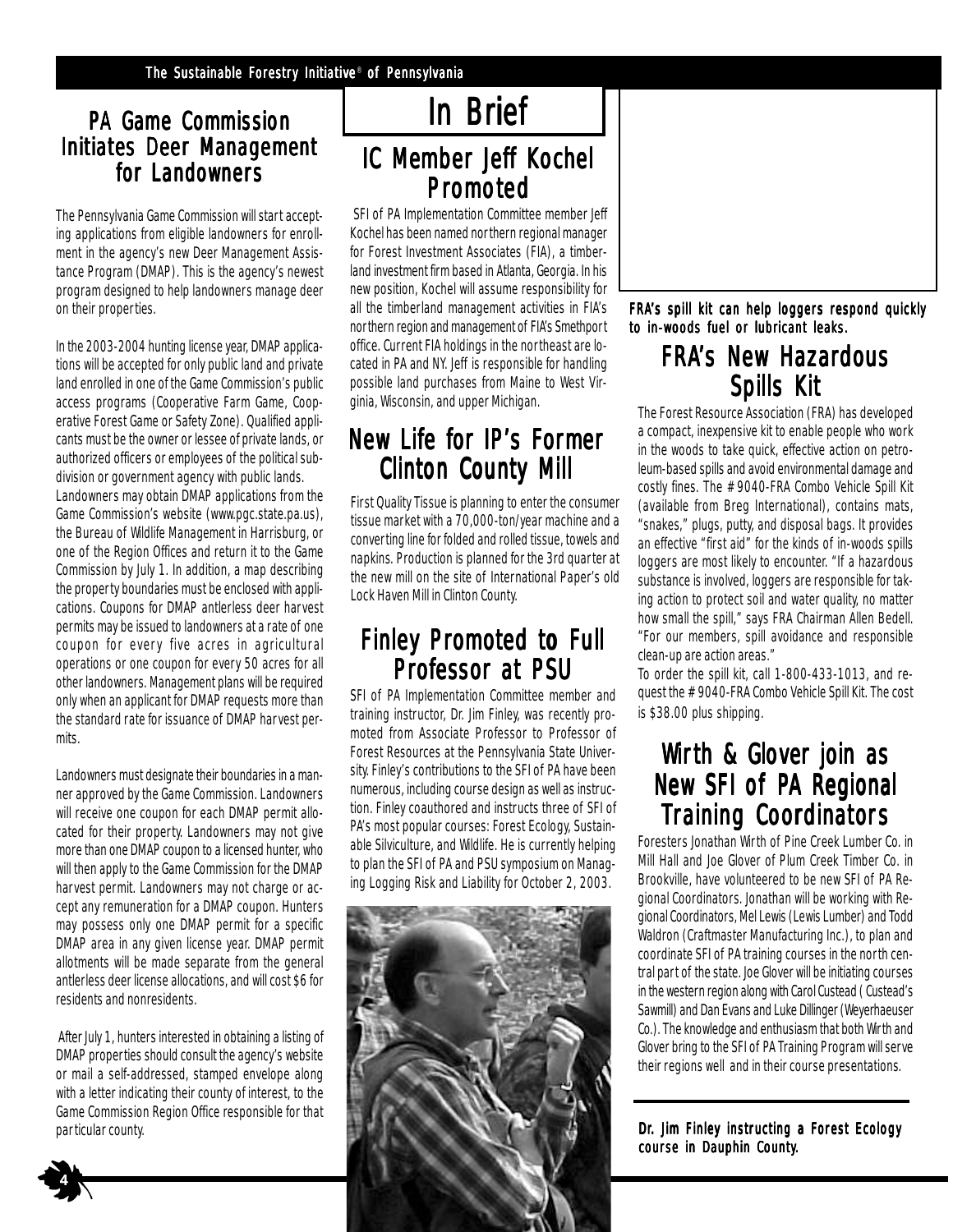# In Brief

## PA Game Commission Initiates Deer Management for Landowners

The Pennsylvania Game Commission will start accepting applications from eligible landowners for enrollment in the agency's new Deer Management Assistance Program (DMAP). This is the agency's newest program designed to help landowners manage deer on their properties.

In the 2003-2004 hunting license year, DMAP applications will be accepted for only public land and private land enrolled in one of the Game Commission's public access programs (Cooperative Farm Game, Cooperative Forest Game or Safety Zone). Qualified applicants must be the owner or lessee of private lands, or authorized officers or employees of the political subdivision or government agency with public lands.

Landowners may obtain DMAP applications from the Game Commission's website (www.pgc.state.pa.us), the Bureau of Wildlife Management in Harrisburg, or one of the Region Offices and return it to the Game Commission by July 1. In addition, a map describing the property boundaries must be enclosed with applications. Coupons for DMAP antlerless deer harvest permits may be issued to landowners at a rate of one coupon for every five acres in agricultural operations or one coupon for every 50 acres for all other landowners. Management plans will be required only when an applicant for DMAP requests more than the standard rate for issuance of DMAP harvest permits.

Landowners must designate their boundaries in a manner approved by the Game Commission. Landowners will receive one coupon for each DMAP permit allocated for their property. Landowners may not give more than one DMAP coupon to a licensed hunter, who will then apply to the Game Commission for the DMAP harvest permit. Landowners may not charge or accept any remuneration for a DMAP coupon. Hunters may possess only one DMAP permit for a specific DMAP area in any given license year. DMAP permit allotments will be made separate from the general antlerless deer license allocations, and will cost $6 for residents and nonresidents.

After July 1, hunters interested in obtaining a listing of DMAP properties should consult the agency's website or mail a self-addressed, stamped envelope along with a letter indicating their county of interest, to the Game Commission Region Office responsible for that particular county.

## IC Member Jeff Kochel Promoted

SFI of PA Implementation Committee member Jeff Kochel has been named northern regional manager for Forest Investment Associates (FIA), a timberland investment firm based in Atlanta, Georgia. In his new position, Kochel will assume responsibility for all the timberland management activities in FIA's northern region and management of FIA's Smethport office. Current FIA holdings in the northeast are located in PA and NY. Jeff is responsible for handling possible land purchases from Maine to West Virginia, Wisconsin, and upper Michigan.

## New Life for IP's Former Clinton County Mill

First Quality Tissue is planning to enter the consumer tissue market with a 70,000-ton/year machine and a converting line for folded and rolled tissue, towels and napkins. Production is planned for the 3rd quarter at the new mill on the site of International Paper's old Lock Haven Mill in Clinton County.

## Finley Promoted to Full Professor at PSU

SFI of PA Implementation Committee member and training instructor, Dr. Jim Finley, was recently promoted from Associate Professor to Professor of Forest Resources at the Pennsylvania State University. Finley's contributions to the SFI of PA have been numerous, including course design as well as instruction. Finley coauthored and instructs three of SFI of PA's most popular courses: Forest Ecology, Sustainable Silviculture, and Wildlife. He is currently helping to plan the SFI of PA and PSU symposium on Managing Logging Risk and Liability for October 2, 2003.

**Dr. Jim Finley instructing a Forest Ecology course in Dauphin County.**

**FRA's spill kit can help loggers respond quickly to in-woods fuel or lubricant leaks.**

## FRA's New Hazardous Spills Kit

The Forest Resource Association (FRA) has developed a compact, inexpensive kit to enable people who work in the woods to take quick, effective action on petroleum-based spills and avoid environmental damage and costly fines. The #9040-FRA Combo Vehicle Spill Kit (available from Breg International), contains mats, "snakes," plugs, putty, and disposal bags. It provides an effective "first aid" for the kinds of in-woods spills loggers are most likely to encounter. "If a hazardous substance is involved, loggers are responsible for taking action to protect soil and water quality, no matter how small the spill," says FRA Chairman Allen Bedell. "For our members, spill avoidance and responsible clean-up are action areas."

To order the spill kit, call 1-800-433-1013, and request the #9040-FRA Combo Vehicle Spill Kit. The cost is $38.00 plus shipping.

## Wirth & Glover join as New SFI of PA Regional Training Coordinators

Foresters Jonathan Wirth of Pine Creek Lumber Co. in Mill Hall and Joe Glover of Plum Creek Timber Co. in Brookville, have volunteered to be new SFI of PA Regional Coordinators. Jonathan will be working with Regional Coordinators, Mel Lewis (Lewis Lumber) and Todd Waldron (Craftmaster Manufacturing Inc.), to plan and coordinate SFI of PA training courses in the north central part of the state. Joe Glover will be initiating courses in the western region along with Carol Custead (Custead's Sawmill) and Dan Evans and Luke Dillinger (Weyerhaeuser Co.). The knowledge and enthusiasm that both Wirth and Glover bring to the SFI of PA Training Program will serve their regions well and in their course presentations.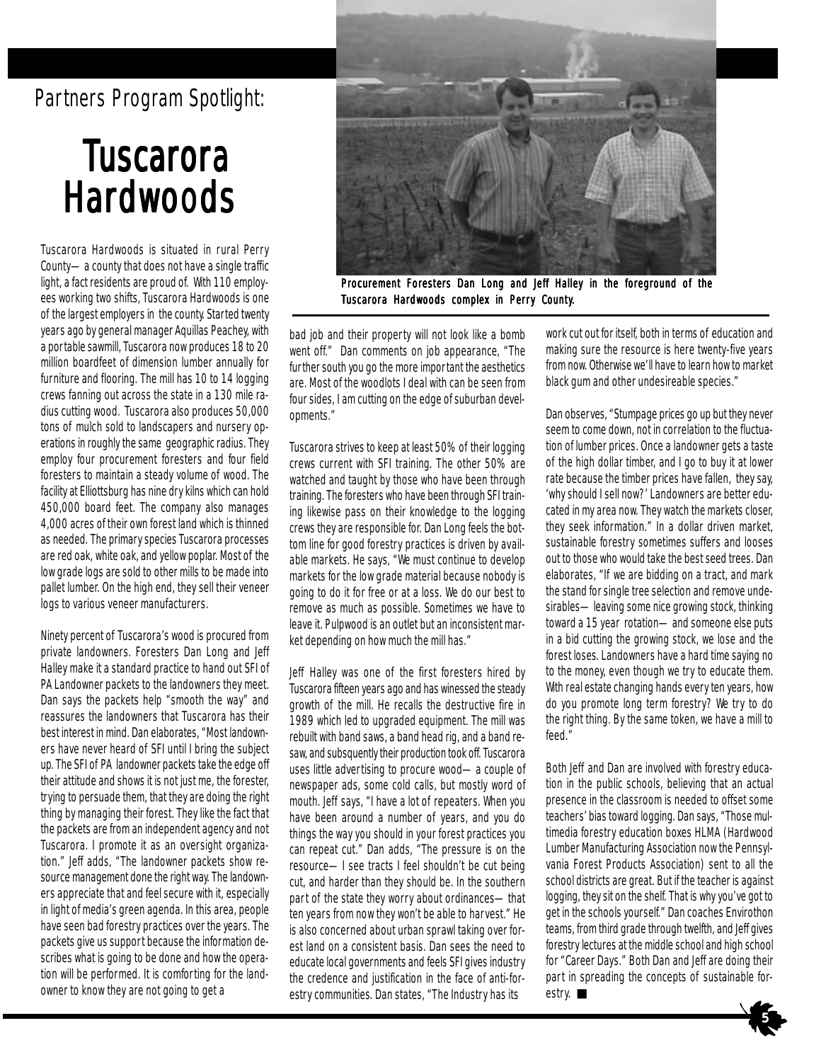Partners Program Spotlight:

# Tuscarora Hardwoods

Tuscarora Hardwoods is situated in rural Perry County—a county that does not have a single traffic light, a fact residents are proud of. With 110 employees working two shifts, Tuscarora Hardwoods is one of the largest employers in the county. Started twenty years ago by general manager Aquillas Peachey, with a portable sawmill, Tuscarora now produces 18 to 20 million boardfeet of dimension lumber annually for furniture and flooring. The mill has 10 to 14 logging crews fanning out across the state in a 130 mile radius cutting wood. Tuscarora also produces 50,000 tons of mulch sold to landscapers and nursery operations in roughly the same geographic radius. They employ four procurement foresters and four field foresters to maintain a steady volume of wood. The facility at Elliottsburg has nine dry kilns which can hold 450,000 board feet. The company also manages 4,000 acres of their own forest land which is thinned as needed. The primary species Tuscarora processes are red oak, white oak, and yellow poplar. Most of the low grade logs are sold to other mills to be made into pallet lumber. On the high end, they sell their veneer logs to various veneer manufacturers.

Ninety percent of Tuscarora's wood is procured from private landowners. Foresters Dan Long and Jeff Halley make it a standard practice to hand out SFI of PA Landowner packets to the landowners they meet. Dan says the packets help "smooth the way" and reassures the landowners that Tuscarora has their best interest in mind. Dan elaborates, "Most landowners have never heard of SFI until I bring the subject up. The SFI of PA landowner packets take the edge off their attitude and shows it is not just me, the forester, trying to persuade them, that they are doing the right thing by managing their forest. They like the fact that the packets are from an independent agency and not Tuscarora. I promote it as an oversight organization." Jeff adds, "The landowner packets show resource management done the right way. The landowners appreciate that and feel secure with it, especially in light of media's green agenda. In this area, people have seen bad forestry practices over the years. The packets give us support because the information describes what is going to be done and how the operation will be performed. It is comforting for the landowner to know they are not going to get a bad job and their property will not look like a bomb went off." Dan comments on job appearance, "The further south you go the more important the aesthetics are. Most of the woodlots I deal with can be seen from four sides, I am cutting on the edge of suburban developments."

Procurement Foresters Dan Long and Jeff Halley in the foreground of the Tuscarora Hardwoods complex in Perry County.

Tuscarora strives to keep at least 50% of their logging crews current with SFI training. The other 50% are watched and taught by those who have been through training. The foresters who have been through SFI training likewise pass on their knowledge to the logging crews they are responsible for. Dan Long feels the bottom line for good forestry practices is driven by available markets. He says, "We must continue to develop markets for the low grade material because nobody is going to do it for free or at a loss. We do our best to remove as much as possible. Sometimes we have to leave it. Pulpwood is an outlet but an inconsistent market depending on how much the mill has."

Jeff Halley was one of the first foresters hired by Tuscarora fifteen years ago and has winessed the steady growth of the mill. He recalls the destructive fire in 1989 which led to upgraded equipment. The mill was rebuilt with band saws, a band head rig, and a band resaw, and subsquently their production took off. Tuscarora uses little advertising to procure wood—a couple of newspaper ads, some cold calls, but mostly word of mouth. Jeff says, "I have a lot of repeaters. When you have been around a number of years, and you do things the way you should in your forest practices you can repeat cut." Dan adds, "The pressure is on the resource—I see tracts I feel shouldn't be cut being cut, and harder than they should be. In the southern part of the state they worry about ordinances—that ten years from now they won't be able to harvest." He is also concerned about urban sprawl taking over forest land on a consistent basis. Dan sees the need to educate local governments and feels SFI gives industry the credence and justification in the face of anti-forestry communities. Dan states, "The Industry has its work cut out for itself, both in terms of education and making sure the resource is here twenty-five years from now. Otherwise we'll have to learn how to market black gum and other undesireable species."

Dan observes, "Stumpage prices go up but they never seem to come down, not in correlation to the fluctuation of lumber prices. Once a landowner gets a taste of the high dollar timber, and I go to buy it at lower rate because the timber prices have fallen, they say, 'why should I sell now?' Landowners are better educated in my area now. They watch the markets closer, they seek information." In a dollar driven market, sustainable forestry sometimes suffers and looses out to those who would take the best seed trees. Dan elaborates, "If we are bidding on a tract, and mark the stand for single tree selection and remove undesirables—leaving some nice growing stock, thinking toward a 15 year rotation—and someone else puts in a bid cutting the growing stock, we lose and the forest loses. Landowners have a hard time saying no to the money, even though we try to educate them. With real estate changing hands every ten years, how do you promote long term forestry? We try to do the right thing. By the same token, we have a mill to feed."

Both Jeff and Dan are involved with forestry education in the public schools, believing that an actual presence in the classroom is needed to offset some teachers' bias toward logging. Dan says, "Those multimedia forestry education boxes HLMA (Hardwood Lumber Manufacturing Association now the Pennsylvania Forest Products Association) sent to all the school districts are great. But if the teacher is against logging, they sit on the shelf. That is why you've got to get in the schools yourself." Dan coaches Envirothon teams, from third grade through twelfth, and Jeff gives forestry lectures at the middle school and high school for "Career Days." Both Dan and Jeff are doing their part in spreading the concepts of sustainable forestry. ■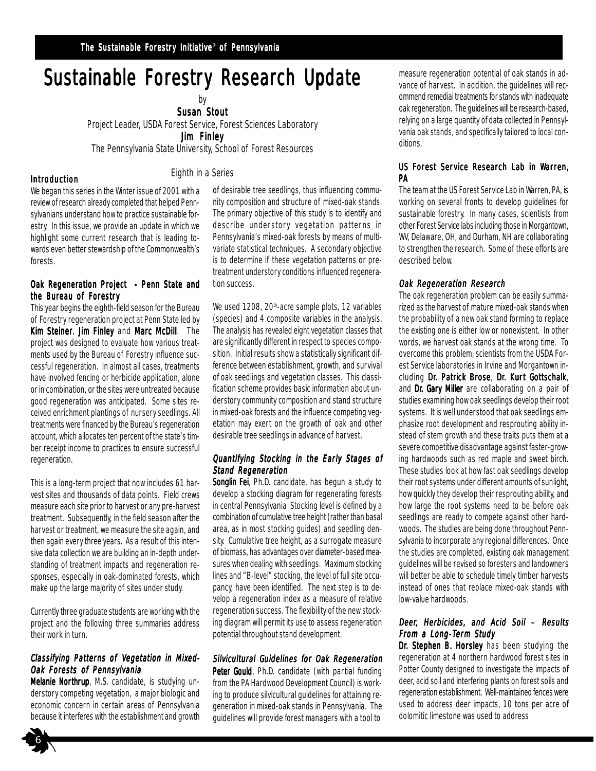# Sustainable Forestry Research Update

by

**Susan Stout**

Project Leader, USDA Forest Service, Forest Sciences Laboratory

**Jim Finley**

The Pennsylvania State University, School of Forest Resources

Eighth in a Series

### Introduction

We began this series in the Winter issue of 2001 with a review of research already completed that helped Pennsylvanians understand how to practice sustainable forestry. In this issue, we provide an update in which we highlight some current research that is leading towards even better stewardship of the Commonwealth's forests.

### Oak Regeneration Project - Penn State and the Bureau of Forestry

This year begins the eighth-field season for the Bureau of Forestry regeneration project at Penn State led by **Kim Steiner**, **Jim Finley** and **Marc McDill**. The project was designed to evaluate how various treatments used by the Bureau of Forestry influence successful regeneration. In almost all cases, treatments have involved fencing or herbicide application, alone or in combination, or the sites were untreated because good regeneration was anticipated. Some sites received enrichment plantings of nursery seedlings. All treatments were financed by the Bureau's regeneration account, which allocates ten percent of the state's timber receipt income to practices to ensure successful regeneration.

This is a long-term project that now includes 61 harvest sites and thousands of data points. Field crews measure each site prior to harvest or any pre-harvest treatment. Subsequently, in the field season after the harvest or treatment, we measure the site again, and then again every three years. As a result of this intensive data collection we are building an in-depth understanding of treatment impacts and regeneration responses, especially in oak-dominated forests, which make up the large majority of sites under study.

Currently three graduate students are working with the project and the following three summaries address their work in turn.

#### *Classifying Patterns of Vegetation in Mixed-Oak Forests of Pennsylvania*

**Melanie Northrup**, M.S. candidate, is studying understory competing vegetation, a major biologic and economic concern in certain areas of Pennsylvania because it interferes with the establishment and growth of desirable tree seedlings, thus influencing community composition and structure of mixed-oak stands. The primary objective of this study is to identify and describe understory vegetation patterns in Pennsylvania's mixed-oak forests by means of multivariate statistical techniques. A secondary objective is to determine if these vegetation patterns or pretreatment understory conditions influenced regeneration success.

We used 1208, 20th-acre sample plots, 12 variables (species) and 4 composite variables in the analysis. The analysis has revealed eight vegetation classes that are significantly different in respect to species composition. Initial results show a statistically significant difference between establishment, growth, and survival of oak seedlings and vegetation classes. This classification scheme provides basic information about understory community composition and stand structure in mixed-oak forests and the influence competing vegetation may exert on the growth of oak and other desirable tree seedlings in advance of harvest.

#### *Quantifying Stocking in the Early Stages of Stand Regeneration*

**Songlin Fei**, Ph.D. candidate, has begun a study to develop a stocking diagram for regenerating forests in central Pennsylvania Stocking level is defined by a combination of cumulative tree height (rather than basal area, as in most stocking guides) and seedling density. Cumulative tree height, as a surrogate measure of biomass, has advantages over diameter-based measures when dealing with seedlings. Maximum stocking lines and "B-level" stocking, the level of full site occupancy, have been identified. The next step is to develop a regeneration index as a measure of relative regeneration success. The flexibility of the new stocking diagram will permit its use to assess regeneration potential throughout stand development.

#### *Silvicultural Guidelines for Oak Regeneration*

**Peter Gould**, Ph.D. candidate (with partial funding from the PA Hardwood Development Council) is working to produce silvicultural guidelines for attaining regeneration in mixed-oak stands in Pennsylvania. The guidelines will provide forest managers with a tool to measure regeneration potential of oak stands in advance of harvest. In addition, the guidelines will recommend remedial treatments for stands with inadequate oak regeneration. The guidelines will be research-based, relying on a large quantity of data collected in Pennsylvania oak stands, and specifically tailored to local conditions.

### US Forest Service Research Lab in Warren, PA

The team at the US Forest Service Lab in Warren, PA, is working on several fronts to develop guidelines for sustainable forestry. In many cases, scientists from other Forest Service labs including those in Morgantown, WV, Delaware, OH, and Durham, NH are collaborating to strengthen the research. Some of these efforts are described below.

#### *Oak Regeneration Research*

The oak regeneration problem can be easily summarized as the harvest of mature mixed-oak stands when the probability of a new oak stand forming to replace the existing one is either low or nonexistent. In other words, we harvest oak stands at the wrong time. To overcome this problem, scientists from the USDA Forest Service laboratories in Irvine and Morgantown including **Dr. Patrick Brose**, **Dr. Kurt Gottschalk**, and **Dr. Gary Miller** are collaborating on a pair of studies examining how oak seedlings develop their root systems. It is well understood that oak seedlings emphasize root development and resprouting ability instead of stem growth and these traits puts them at a severe competitive disadvantage against faster-growing hardwoods such as red maple and sweet birch. These studies look at how fast oak seedlings develop their root systems under different amounts of sunlight, how quickly they develop their resprouting ability, and how large the root systems need to be before oak seedlings are ready to compete against other hardwoods. The studies are being done throughout Pennsylvania to incorporate any regional differences. Once the studies are completed, existing oak management guidelines will be revised so foresters and landowners will better be able to schedule timely timber harvests instead of ones that replace mixed-oak stands with low-value hardwoods.

#### *Deer, Herbicides, and Acid Soil – Results From a Long-Term Study*

**Dr. Stephen B. Horsley** has been studying the regeneration at 4 northern hardwood forest sites in Potter County designed to investigate the impacts of deer, acid soil and interfering plants on forest soils and regeneration establishment. Well-maintained fences were used to address deer impacts, 10 tons per acre of dolomitic limestone was used to address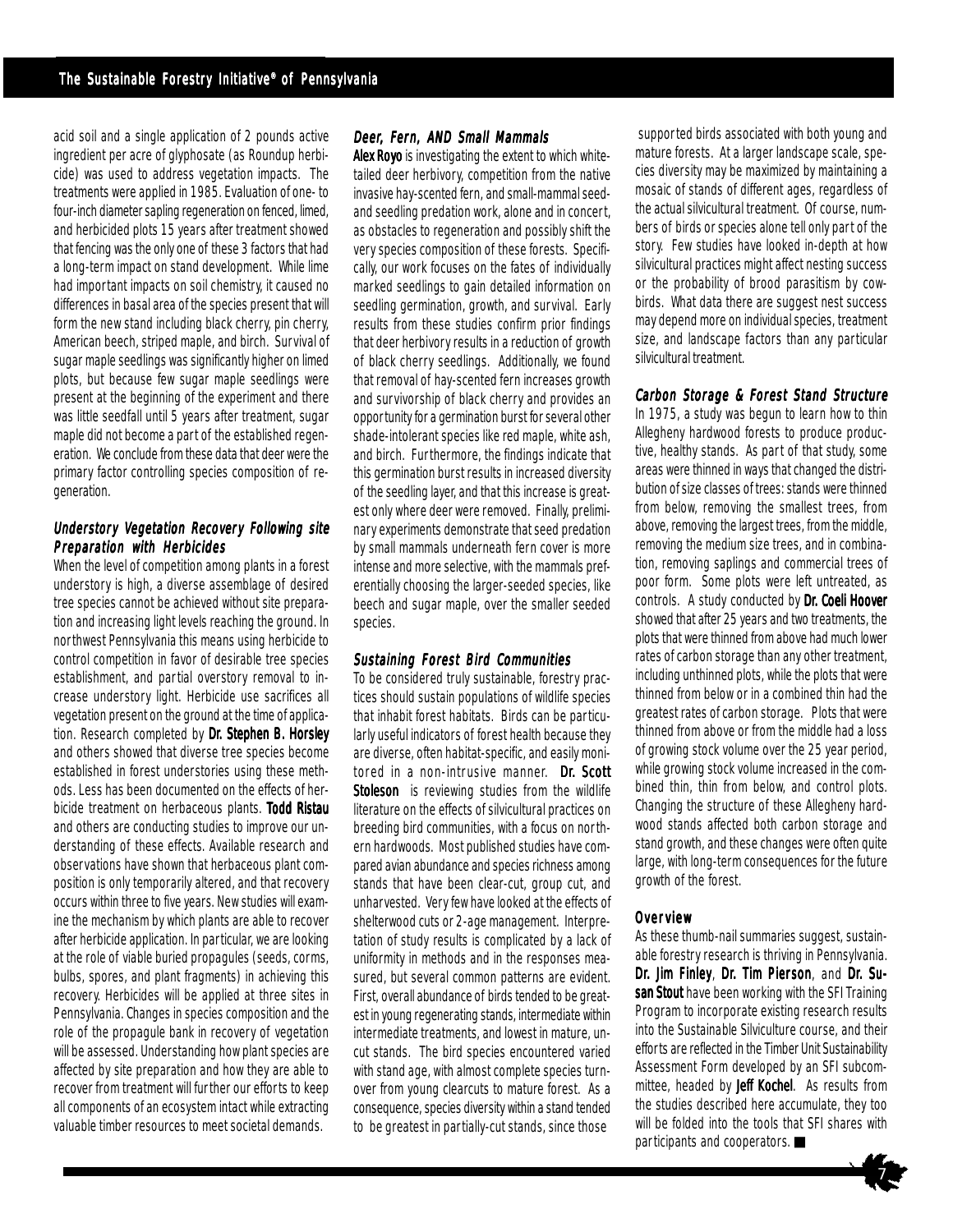acid soil and a single application of 2 pounds active ingredient per acre of glyphosate (as Roundup herbicide) was used to address vegetation impacts. The treatments were applied in 1985. Evaluation of one- to four-inch diameter sapling regeneration on fenced, limed, and herbicided plots 15 years after treatment showed that fencing was the only one of these 3 factors that had a long-term impact on stand development. While lime had important impacts on soil chemistry, it caused no differences in basal area of the species present that will form the new stand including black cherry, pin cherry, American beech, striped maple, and birch. Survival of sugar maple seedlings was significantly higher on limed plots, but because few sugar maple seedlings were present at the beginning of the experiment and there was little seedfall until 5 years after treatment, sugar maple did not become a part of the established regeneration. We conclude from these data that deer were the primary factor controlling species composition of regeneration.

### Understory Vegetation Recovery Following site Preparation with Herbicides

When the level of competition among plants in a forest understory is high, a diverse assemblage of desired tree species cannot be achieved without site preparation and increasing light levels reaching the ground. In northwest Pennsylvania this means using herbicide to control competition in favor of desirable tree species establishment, and partial overstory removal to increase understory light. Herbicide use sacrifices all vegetation present on the ground at the time of application. Research completed by **Dr. Stephen B. Horsley** and others showed that diverse tree species become established in forest understories using these methods. Less has been documented on the effects of herbicide treatment on herbaceous plants. **Todd Ristau** and others are conducting studies to improve our understanding of these effects. Available research and observations have shown that herbaceous plant composition is only temporarily altered, and that recovery occurs within three to five years. New studies will examine the mechanism by which plants are able to recover after herbicide application. In particular, we are looking at the role of viable buried propagules (seeds, corms, bulbs, spores, and plant fragments) in achieving this recovery. Herbicides will be applied at three sites in Pennsylvania. Changes in species composition and the role of the propagule bank in recovery of vegetation will be assessed. Understanding how plant species are affected by site preparation and how they are able to recover from treatment will further our efforts to keep all components of an ecosystem intact while extracting valuable timber resources to meet societal demands.

### Deer, Fern, AND Small Mammals

**Alex Royo** is investigating the extent to which white-tailed deer herbivory, competition from the native invasive hay-scented fern, and small-mammal seed- and seedling predation work, alone and in concert, as obstacles to regeneration and possibly shift the very species composition of these forests. Specifically, our work focuses on the fates of individually marked seedlings to gain detailed information on seedling germination, growth, and survival. Early results from these studies confirm prior findings that deer herbivory results in a reduction of growth of black cherry seedlings. Additionally, we found that removal of hay-scented fern increases growth and survivorship of black cherry and provides an opportunity for a germination burst for several other shade-intolerant species like red maple, white ash, and birch. Furthermore, the findings indicate that this germination burst results in increased diversity of the seedling layer, and that this increase is greatest only where deer were removed. Finally, preliminary experiments demonstrate that seed predation by small mammals underneath fern cover is more intense and more selective, with the mammals preferentially choosing the larger-seeded species, like beech and sugar maple, over the smaller seeded species.

### Sustaining Forest Bird Communities

To be considered truly sustainable, forestry practices should sustain populations of wildlife species that inhabit forest habitats. Birds can be particularly useful indicators of forest health because they are diverse, often habitat-specific, and easily monitored in a non-intrusive manner. **Dr. Scott Stoleson** is reviewing studies from the wildlife literature on the effects of silvicultural practices on breeding bird communities, with a focus on northern hardwoods. Most published studies have compared avian abundance and species richness among stands that have been clear-cut, group cut, and unharvested. Very few have looked at the effects of shelterwood cuts or 2-age management. Interpretation of study results is complicated by a lack of uniformity in methods and in the responses measured, but several common patterns are evident. First, overall abundance of birds tended to be greatest in young regenerating stands, intermediate within intermediate treatments, and lowest in mature, uncut stands. The bird species encountered varied with stand age, with almost complete species turnover from young clearcuts to mature forest. As a consequence, species diversity within a stand tended to be greatest in partially-cut stands, since those supported birds associated with both young and mature forests. At a larger landscape scale, species diversity may be maximized by maintaining a mosaic of stands of different ages, regardless of the actual silvicultural treatment. Of course, numbers of birds or species alone tell only part of the story. Few studies have looked in-depth at how silvicultural practices might affect nesting success or the probability of brood parasitism by cowbirds. What data there are suggest nest success may depend more on individual species, treatment size, and landscape factors than any particular silvicultural treatment.

### Carbon Storage & Forest Stand Structure

In 1975, a study was begun to learn how to thin Allegheny hardwood forests to produce productive, healthy stands. As part of that study, some areas were thinned in ways that changed the distribution of size classes of trees: stands were thinned from below, removing the smallest trees, from above, removing the largest trees, from the middle, removing the medium size trees, and in combination, removing saplings and commercial trees of poor form. Some plots were left untreated, as controls. A study conducted by **Dr. Coeli Hoover** showed that after 25 years and two treatments, the plots that were thinned from above had much lower rates of carbon storage than any other treatment, including unthinned plots, while the plots that were thinned from below or in a combined thin had the greatest rates of carbon storage. Plots that were thinned from above or from the middle had a loss of growing stock volume over the 25 year period, while growing stock volume increased in the combined thin, thin from below, and control plots. Changing the structure of these Allegheny hardwood stands affected both carbon storage and stand growth, and these changes were often quite large, with long-term consequences for the future growth of the forest.

### Overview

As these thumb-nail summaries suggest, sustainable forestry research is thriving in Pennsylvania. **Dr. Jim Finley**, **Dr. Tim Pierson**, and **Dr. Susan Stout** have been working with the SFI Training Program to incorporate existing research results into the Sustainable Silviculture course, and their efforts are reflected in the Timber Unit Sustainability Assessment Form developed by an SFI subcommittee, headed by **Jeff Kochel**. As results from the studies described here accumulate, they too will be folded into the tools that SFI shares with participants and cooperators. ■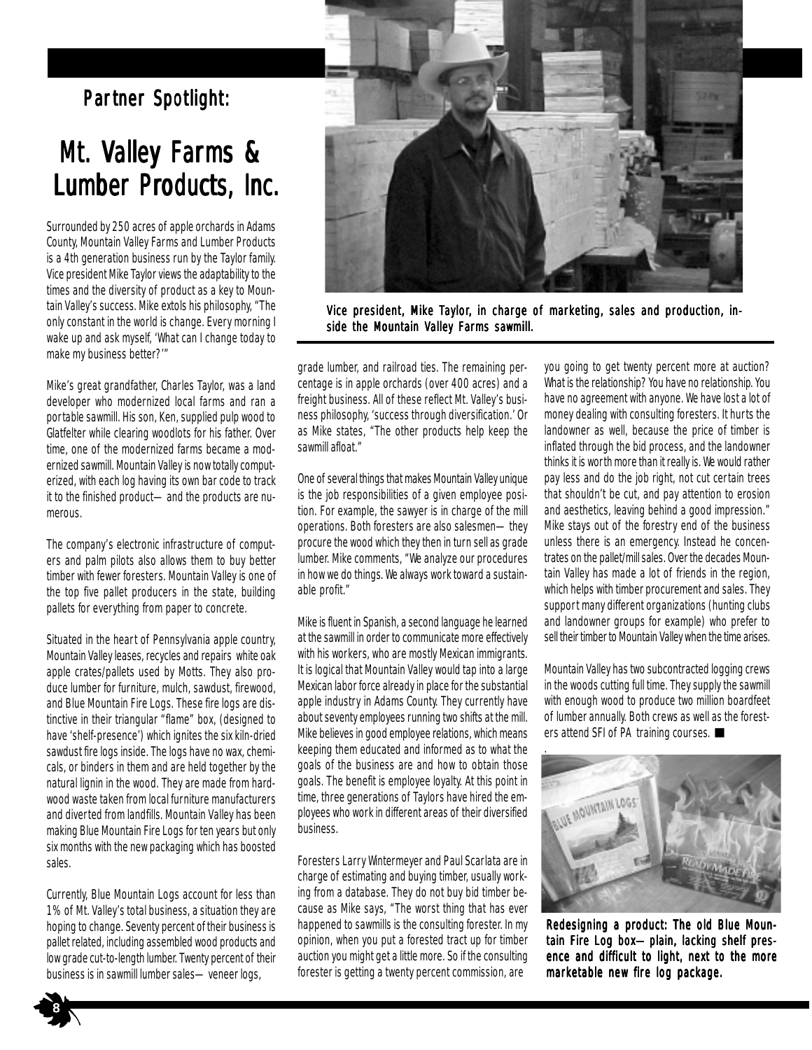## Partner Spotlight:

# Mt. Valley Farms & Lumber Products, Inc.

Surrounded by 250 acres of apple orchards in Adams County, Mountain Valley Farms and Lumber Products is a 4th generation business run by the Taylor family. Vice president Mike Taylor views the adaptability to the times and the diversity of product as a key to Mountain Valley's success. Mike extols his philosophy, "The only constant in the world is change. Every morning I wake up and ask myself, 'What can I change today to make my business better?'"

Mike's great grandfather, Charles Taylor, was a land developer who modernized local farms and ran a portable sawmill. His son, Ken, supplied pulp wood to Glatfelter while clearing woodlots for his father. Over time, one of the modernized farms became a modernized sawmill. Mountain Valley is now totally computerized, with each log having its own bar code to track it to the finished product— and the products are numerous.

The company's electronic infrastructure of computers and palm pilots also allows them to buy better timber with fewer foresters. Mountain Valley is one of the top five pallet producers in the state, building pallets for everything from paper to concrete.

Situated in the heart of Pennsylvania apple country, Mountain Valley leases, recycles and repairs white oak apple crates/pallets used by Motts. They also produce lumber for furniture, mulch, sawdust, firewood, and Blue Mountain Fire Logs. These fire logs are distinctive in their triangular "flame" box, (designed to have 'shelf-presence') which ignites the six kiln-dried sawdust fire logs inside. The logs have no wax, chemicals, or binders in them and are held together by the natural lignin in the wood. They are made from hardwood waste taken from local furniture manufacturers and diverted from landfills. Mountain Valley has been making Blue Mountain Fire Logs for ten years but only six months with the new packaging which has boosted sales.

Currently, Blue Mountain Logs account for less than 1% of Mt. Valley's total business, a situation they are hoping to change. Seventy percent of their business is pallet related, including assembled wood products and low grade cut-to-length lumber. Twenty percent of their business is in sawmill lumber sales— veneer logs, grade lumber, and railroad ties. The remaining percentage is in apple orchards (over 400 acres) and a freight business. All of these reflect Mt. Valley's business philosophy, 'success through diversification.' Or as Mike states, "The other products help keep the sawmill afloat."

Vice president, Mike Taylor, in charge of marketing, sales and production, inside the Mountain Valley Farms sawmill.

One of several things that makes Mountain Valley unique is the job responsibilities of a given employee position. For example, the sawyer is in charge of the mill operations. Both foresters are also salesmen— they procure the wood which they then in turn sell as grade lumber. Mike comments, "We analyze our procedures in how we do things. We always work toward a sustainable profit."

Mike is fluent in Spanish, a second language he learned at the sawmill in order to communicate more effectively with his workers, who are mostly Mexican immigrants. It is logical that Mountain Valley would tap into a large Mexican labor force already in place for the substantial apple industry in Adams County. They currently have about seventy employees running two shifts at the mill. Mike believes in good employee relations, which means keeping them educated and informed as to what the goals of the business are and how to obtain those goals. The benefit is employee loyalty. At this point in time, three generations of Taylors have hired the employees who work in different areas of their diversified business.

Foresters Larry Wintermeyer and Paul Scarlata are in charge of estimating and buying timber, usually working from a database. They do not buy bid timber because as Mike says, "The worst thing that has ever happened to sawmills is the consulting forester. In my opinion, when you put a forested tract up for timber auction you might get a little more. So if the consulting forester is getting a twenty percent commission, are you going to get twenty percent more at auction? What is the relationship? You have no relationship. You have no agreement with anyone. We have lost a lot of money dealing with consulting foresters. It hurts the landowner as well, because the price of timber is inflated through the bid process, and the landowner thinks it is worth more than it really is. We would rather pay less and do the job right, not cut certain trees that shouldn't be cut, and pay attention to erosion and aesthetics, leaving behind a good impression." Mike stays out of the forestry end of the business unless there is an emergency. Instead he concentrates on the pallet/mill sales. Over the decades Mountain Valley has made a lot of friends in the region, which helps with timber procurement and sales. They support many different organizations (hunting clubs and landowner groups for example) who prefer to sell their timber to Mountain Valley when the time arises.

Mountain Valley has two subcontracted logging crews in the woods cutting full time. They supply the sawmill with enough wood to produce two million boardfeet of lumber annually. Both crews as well as the foresters attend SFI of PA training courses. ■

Redesigning a product: The old Blue Mountain Fire Log box— plain, lacking shelf presence and difficult to light, next to the more marketable new fire log package.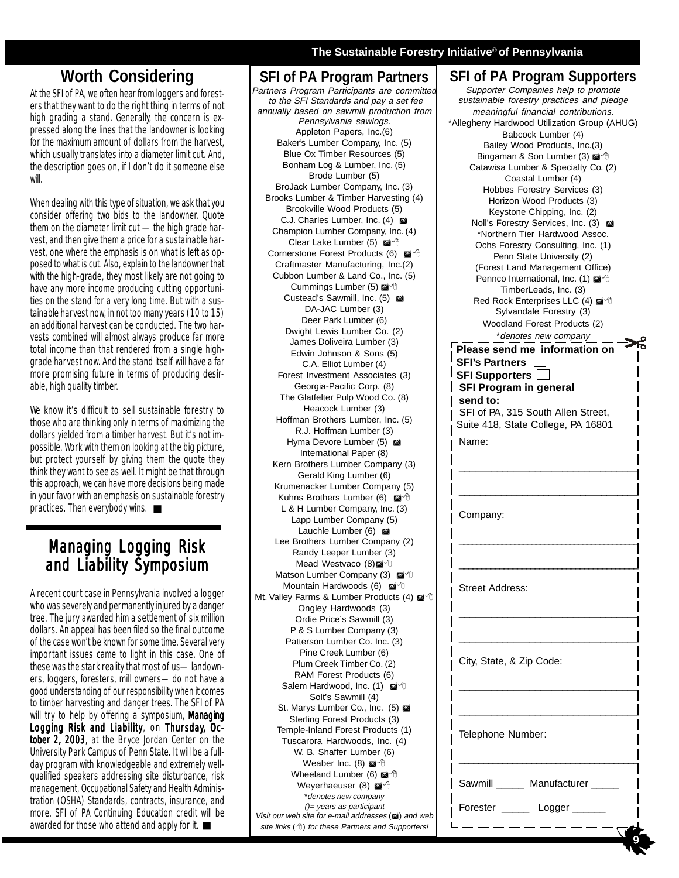## Worth Considering

At the SFI of PA, we often hear from loggers and foresters that they want to do the right thing in terms of not high grading a stand. Generally, the concern is expressed along the lines that the landowner is looking for the maximum amount of dollars from the harvest, which usually translates into a diameter limit cut. And, the description goes on, if I don't do it someone else will.

When dealing with this type of situation, we ask that you consider offering two bids to the landowner. Quote them on the diameter limit cut — the high grade harvest, and then give them a price for a sustainable harvest, one where the emphasis is on what is left as opposed to what is cut. Also, explain to the landowner that with the high-grade, they most likely are not going to have any more income producing cutting opportunities on the stand for a very long time. But with a sustainable harvest now, in not too many years (10 to 15) an additional harvest can be conducted. The two harvests combined will almost always produce far more total income than that rendered from a single high-grade harvest now. And the stand itself will have a far more promising future in terms of producing desirable, high quality timber.

We know it's difficult to sell sustainable forestry to those who are thinking only in terms of maximizing the dollars yielded from a timber harvest. But it's not impossible. Work with them on looking at the big picture, but protect yourself by giving them the quote they think they want to see as well. It might be that through this approach, we can have more decisions being made in your favor with an emphasis on sustainable forestry practices. Then everybody wins. ■

## Managing Logging Risk and Liability Symposium

A recent court case in Pennsylvania involved a logger who was severely and permanently injured by a danger tree. The jury awarded him a settlement of six million dollars. An appeal has been filed so the final outcome of the case won't be known for some time. Several very important issues came to light in this case. One of these was the stark reality that most of us—landowners, loggers, foresters, mill owners—do not have a good understanding of our responsibility when it comes to timber harvesting and danger trees. The SFI of PA will try to help by offering a symposium, **Managing Logging Risk and Liability**, on **Thursday, October 2, 2003**, at the Bryce Jordan Center on the University Park Campus of Penn State. It will be a full-day program with knowledgeable and extremely well-qualified speakers addressing site disturbance, risk management, Occupational Safety and Health Administration (OSHA) Standards, contracts, insurance, and more. SFI of PA Continuing Education credit will be awarded for those who attend and apply for it. ■

## SFI of PA Program Partners

*Partners Program Participants are committed to the SFI Standards and pay a set fee annually based on sawmill production from Pennsylvania sawlogs.*

Appleton Papers, Inc.(6)
Baker's Lumber Company, Inc. (5)
Blue Ox Timber Resources (5)
Bonham Log & Lumber, Inc. (5)
Brode Lumber (5)
BroJack Lumber Company, Inc. (3)
Brooks Lumber & Timber Harvesting (4)
Brookville Wood Products (5)
C.J. Charles Lumber, Inc. (4) ✉
Champion Lumber Company, Inc. (4)
Clear Lake Lumber (5) ✉☝
Cornerstone Forest Products (6) ✉☝
Craftmaster Manufacturing, Inc.(2)
Cubbon Lumber & Land Co., Inc. (5)
Cummings Lumber (5) ✉☝
Custead's Sawmill, Inc. (5) ✉
DA-JAC Lumber (3)
Deer Park Lumber (6)
Dwight Lewis Lumber Co. (2)
James Doliveira Lumber (3)
Edwin Johnson & Sons (5)
C.A. Elliot Lumber (4)
Forest Investment Associates (3)
Georgia-Pacific Corp. (8)
The Glatfelter Pulp Wood Co. (8)
Heacock Lumber (3)
Hoffman Brothers Lumber, Inc. (5)
R.J. Hoffman Lumber (3)
Hyma Devore Lumber (5) ✉
International Paper (8)
Kern Brothers Lumber Company (3)
Gerald King Lumber (6)
Krumenacker Lumber Company (5)
Kuhns Brothers Lumber (6) ✉☝
L & H Lumber Company, Inc. (3)
Lapp Lumber Company (5)
Lauchle Lumber (6) ✉
Lee Brothers Lumber Company (2)
Randy Leeper Lumber (3)
Mead Westvaco (8) ✉☝
Matson Lumber Company (3) ✉☝
Mountain Hardwoods (6) ✉☝
Mt. Valley Farms & Lumber Products (4) ✉☝
Ongley Hardwoods (3)
Ordie Price's Sawmill (3)
P & S Lumber Company (3)
Patterson Lumber Co. Inc. (3)
Pine Creek Lumber (6)
Plum Creek Timber Co. (2)
RAM Forest Products (6)
Salem Hardwood, Inc. (1) ✉☝
Solt's Sawmill (4)
St. Marys Lumber Co., Inc. (5) ✉
Sterling Forest Products (3)
Temple-Inland Forest Products (1)
Tuscarora Hardwoods, Inc. (4)
W. B. Shaffer Lumber (6)
Weaber Inc. (8) ✉☝
Wheeland Lumber (6) ✉☝
Weyerhaeuser (8) ✉☝

*\*denotes new company*
*()= years as participant*
*Visit our web site for e-mail addresses (✉) and web site links (☝) for these Partners and Supporters!*

## SFI of PA Program Supporters

*Supporter Companies help to promote sustainable forestry practices and pledge meaningful financial contributions.*

*Allegheny Hardwood Utilization Group (AHUG)
Babcock Lumber (4)
Bailey Wood Products, Inc.(3)
Bingaman & Son Lumber (3) ✉☝
Catawisa Lumber & Specialty Co. (2)
Coastal Lumber (4)
Hobbes Forestry Services (3)
Horizon Wood Products (3)
Keystone Chipping, Inc. (2)
Noll's Forestry Services, Inc. (3) ✉
*Northern Tier Hardwood Assoc.
Ochs Forestry Consulting, Inc. (1)
Penn State University (2)
(Forest Land Management Office)
Pennco International, Inc. (1) ✉☝
TimberLeads, Inc. (3)
Red Rock Enterprises LLC (4) ✉☝
Sylvandale Forestry (3)
Woodland Forest Products (2)

*\*denotes new company*

**Please send me information on**
**SFI's Partners** ☐
**SFI Supporters** ☐
**SFI Program in general** ☐
**send to:**
SFI of PA, 315 South Allen Street, Suite 418, State College, PA 16801

Name: ______________________________

______________________________

Company: ______________________________

______________________________

Street Address: ______________________________

______________________________

City, State, & Zip Code: ______________________________

______________________________

Telephone Number: ______________________________

Sawmill _____ Manufacturer _____

Forester _____ Logger ______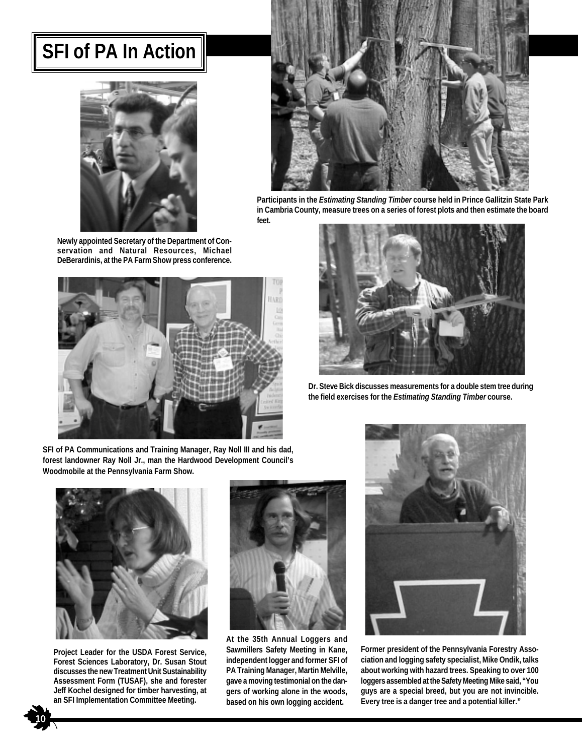# SFI of PA In Action

Participants in the ***Estimating Standing Timber*** **course held in Prince Gallitzin State Park in Cambria County, measure trees on a series of forest plots and then estimate the board feet.**

**Newly appointed Secretary of the Department of Conservation and Natural Resources, Michael DeBerardinis, at the PA Farm Show press conference.**

**Dr. Steve Bick discusses measurements for a double stem tree during the field exercises for the** ***Estimating Standing Timber*** **course.**

**SFI of PA Communications and Training Manager, Ray Noll III and his dad, forest landowner Ray Noll Jr., man the Hardwood Development Council's Woodmobile at the Pennsylvania Farm Show.**

**Project Leader for the USDA Forest Service, Forest Sciences Laboratory, Dr. Susan Stout discusses the new Treatment Unit Sustainability Assessment Form (TUSAF), she and forester Jeff Kochel designed for timber harvesting, at an SFI Implementation Committee Meeting.**

**At the 35th Annual Loggers and Sawmillers Safety Meeting in Kane, independent logger and former SFI of PA Training Manager, Martin Melville, gave a moving testimonial on the dangers of working alone in the woods, based on his own logging accident.**

**Former president of the Pennsylvania Forestry Association and logging safety specialist, Mike Ondik, talks about working with hazard trees. Speaking to over 100 loggers assembled at the Safety Meeting Mike said, "You guys are a special breed, but you are not invincible. Every tree is a danger tree and a potential killer."**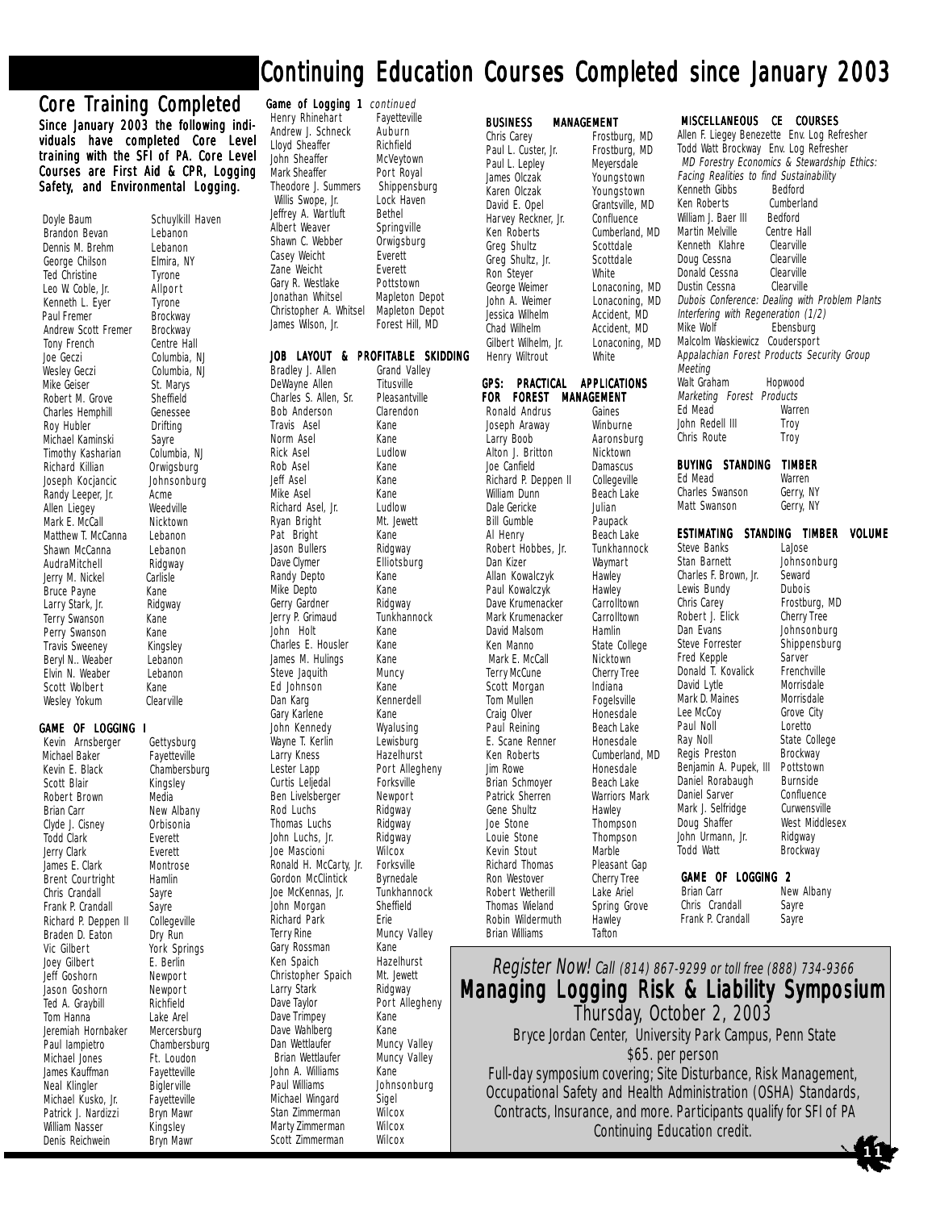# Continuing Education Courses Completed since January 2003

## Core Training Completed

**Since January 2003 the following individuals have completed Core Level training with the SFI of PA. Core Level Courses are First Aid & CPR, Logging Safety, and Environmental Logging.**

| Name | Location |
|---|---|
| Doyle Baum | Schuylkill Haven |
| Brandon Bevan | Lebanon |
| Dennis M. Brehm | Lebanon |
| George Chilson | Elmira, NY |
| Ted Christine | Tyrone |
| Leo W. Coble, Jr. | Allport |
| Kenneth L. Eyer | Tyrone |
| Paul Fremer | Brockway |
| Andrew Scott Fremer | Brockway |
| Tony French | Centre Hall |
| Joe Geczi | Columbia, NJ |
| Wesley Geczi | Columbia, NJ |
| Mike Geiser | St. Marys |
| Robert M. Grove | Sheffield |
| Charles Hemphill | Genessee |
| Roy Hubler | Drifting |
| Michael Kaminski | Sayre |
| Timothy Kasharian | Columbia, NJ |
| Richard Killian | Orwigsburg |
| Joseph Kocjancic | Johnsonburg |
| Randy Leeper, Jr. | Acme |
| Allen Liegey | Weedville |
| Mark E. McCall | Nicktown |
| Matthew T. McCanna | Lebanon |
| Shawn McCanna | Lebanon |
| AudraMitchell | Ridgway |
| Jerry M. Nickel | Carlisle |
| Bruce Payne | Kane |
| Larry Stark, Jr. | Ridgway |
| Terry Swanson | Kane |
| Perry Swanson | Kane |
| Travis Sweeney | Kingsley |
| Beryl N.. Weaber | Lebanon |
| Elvin N. Weaber | Lebanon |
| Scott Wolbert | Kane |
| Wesley Yokum | Clearville |

### GAME OF LOGGING I

| Name | Location |
|---|---|
| Kevin Arnsberger | Gettysburg |
| Michael Baker | Fayetteville |
| Kevin E. Black | Chambersburg |
| Scott Blair | Kingsley |
| Robert Brown | Media |
| Brian Carr | New Albany |
| Clyde J. Cisney | Orbisonia |
| Todd Clark | Everett |
| Jerry Clark | Everett |
| James E. Clark | Montrose |
| Brent Courtright | Hamlin |
| Chris Crandall | Sayre |
| Frank P. Crandall | Sayre |
| Richard P. Deppen II | Collegeville |
| Braden D. Eaton | Dry Run |
| Vic Gilbert | York Springs |
| Joey Gilbert | E. Berlin |
| Jeff Goshorn | Newport |
| Jason Goshorn | Newport |
| Ted A. Graybill | Richfield |
| Tom Hanna | Lake Arel |
| Jeremiah Hornbaker | Mercersburg |
| Paul Iampietro | Chambersburg |
| Michael Jones | Ft. Loudon |
| James Kauffman | Fayetteville |
| Neal Klingler | Biglerville |
| Michael Kusko, Jr. | Fayetteville |
| Patrick J. Nardizzi | Bryn Mawr |
| William Nasser | Kingsley |
| Denis Reichwein | Bryn Mawr |

**Game of Logging 1** *continued*

| Name | Location |
|---|---|
| Henry Rhinehart | Fayetteville |
| Andrew J. Schneck | Auburn |
| Lloyd Sheaffer | Richfield |
| John Sheaffer | McVeytown |
| Mark Sheaffer | Port Royal |
| Theodore J. Summers | Shippensburg |
| Willis Swope, Jr. | Lock Haven |
| Jeffrey A. Wartluft | Bethel |
| Albert Weaver | Springville |
| Shawn C. Webber | Orwigsburg |
| Casey Weicht | Everett |
| Zane Weicht | Everett |
| Gary R. Westlake | Pottstown |
| Jonathan Whitsel | Mapleton Depot |
| Christopher A. Whitsel | Mapleton Depot |
| James Wilson, Jr. | Forest Hill, MD |

### JOB LAYOUT & PROFITABLE SKIDDING

| Name | Location |
|---|---|
| Bradley J. Allen | Grand Valley |
| DeWayne Allen | Titusville |
| Charles S. Allen, Sr. | Pleasantville |
| Bob Anderson | Clarendon |
| Travis Asel | Kane |
| Norm Asel | Kane |
| Rick Asel | Ludlow |
| Rob Asel | Kane |
| Jeff Asel | Kane |
| Mike Asel | Kane |
| Richard Asel, Jr. | Ludlow |
| Ryan Bright | Mt. Jewett |
| Pat Bright | Kane |
| Jason Bullers | Ridgway |
| Dave Clymer | Elliotsburg |
| Randy Depto | Kane |
| Mike Depto | Kane |
| Gerry Gardner | Ridgway |
| Jerry P. Grimaud | Tunkhannock |
| John Holt | Kane |
| Charles E. Housler | Kane |
| James M. Hulings | Kane |
| Steve Jaquith | Muncy |
| Ed Johnson | Kane |
| Dan Karg | Kennerdell |
| Gary Karlene | Kane |
| John Kennedy | Wyalusing |
| Wayne T. Kerlin | Lewisburg |
| Larry Kness | Hazelhurst |
| Lester Lapp | Port Allegheny |
| Curtis Leljedal | Forksville |
| Ben Livelsberger | Newport |
| Rod Luchs | Ridgway |
| Thomas Luchs | Ridgway |
| John Luchs, Jr. | Ridgway |
| Joe Mascioni | Wilcox |
| Ronald H. McCarty, Jr. | Forksville |
| Gordon McClintick | Byrnedale |
| Joe McKennas, Jr. | Tunkhannock |
| John Morgan | Sheffield |
| Richard Park | Erie |
| Terry Rine | Muncy Valley |
| Gary Rossman | Kane |
| Ken Spaich | Hazelhurst |
| Christopher Spaich | Mt. Jewett |
| Larry Stark | Ridgway |
| Dave Taylor | Port Allegheny |
| Dave Trimpey | Kane |
| Dave Wahlberg | Kane |
| Dan Wettlaufer | Muncy Valley |
| Brian Wettlaufer | Muncy Valley |
| John A. Williams | Kane |
| Paul Williams | Johnsonburg |
| Michael Wingard | Sigel |
| Stan Zimmerman | Wilcox |
| Marty Zimmerman | Wilcox |
| Scott Zimmerman | Wilcox |

### BUSINESS MANAGEMENT

| Name | Location |
|---|---|
| Chris Carey | Frostburg, MD |
| Paul L. Custer, Jr. | Frostburg, MD |
| Paul L. Lepley | Meyersdale |
| James Olczak | Youngstown |
| Karen Olczak | Youngstown |
| David E. Opel | Grantsville, MD |
| Harvey Reckner, Jr. | Confluence |
| Ken Roberts | Cumberland, MD |
| Greg Shultz | Scottdale |
| Greg Shultz, Jr. | Scottdale |
| Ron Steyer | White |
| George Weimer | Lonaconing, MD |
| John A. Weimer | Lonaconing, MD |
| Jessica Wilhelm | Accident, MD |
| Chad Wilhelm | Accident, MD |
| Gilbert Wilhelm, Jr. | Lonaconing, MD |
| Henry Wiltrout | White |

### GPS: PRACTICAL APPLICATIONS FOR FOREST MANAGEMENT

| Name | Location |
|---|---|
| Ronald Andrus | Gaines |
| Joseph Araway | Winburne |
| Larry Boob | Aaronsburg |
| Alton J. Britton | Nicktown |
| Joe Canfield | Damascus |
| Richard P. Deppen II | Collegeville |
| William Dunn | Beach Lake |
| Dale Gericke | Julian |
| Bill Gumble | Paupack |
| Al Henry | Beach Lake |
| Robert Hobbes, Jr. | Tunkhannock |
| Dan Kizer | Waymart |
| Allan Kowalczyk | Hawley |
| Paul Kowalczyk | Hawley |
| Dave Krumenacker | Carrolltown |
| Mark Krumenacker | Carrolltown |
| David Malsom | Hamlin |
| Ken Manno | State College |
| Mark E. McCall | Nicktown |
| Terry McCune | Cherry Tree |
| Scott Morgan | Indiana |
| Tom Mullen | Fogelsville |
| Craig Olver | Honesdale |
| Paul Reining | Beach Lake |
| E. Scane Renner | Honesdale |
| Ken Roberts | Cumberland, MD |
| Jim Rowe | Honesdale |
| Brian Schmoyer | Beach Lake |
| Patrick Sherren | Warriors Mark |
| Gene Shultz | Hawley |
| Joe Stone | Thompson |
| Louie Stone | Thompson |
| Kevin Stout | Marble |
| Richard Thomas | Pleasant Gap |
| Ron Westover | Cherry Tree |
| Robert Wetherill | Lake Ariel |
| Thomas Wieland | Spring Grove |
| Robin Wildermuth | Hawley |
| Brian Williams | Tafton |

### MISCELLANEOUS CE COURSES

Allen F. Liegey Benezette Env. Log Refresher
Todd Watt Brockway Env. Log Refresher

*MD Forestry Economics & Stewardship Ethics: Facing Realities to find Sustainability*

| Name | Location |
|---|---|
| Kenneth Gibbs | Bedford |
| Ken Roberts | Cumberland |
| William J. Baer III | Bedford |
| Martin Melville | Centre Hall |
| Kenneth Klahre | Clearville |
| Doug Cessna | Clearville |
| Donald Cessna | Clearville |
| Dustin Cessna | Clearville |

*Dubois Conference: Dealing with Problem Plants Interfering with Regeneration (1/2)*

| Name | Location |
|---|---|
| Mike Wolf | Ebensburg |
| Malcolm Waskiewicz | Coudersport |

*Appalachian Forest Products Security Group Meeting*

| Name | Location |
|---|---|
| Walt Graham | Hopwood |

*Marketing Forest Products*

| Name | Location |
|---|---|
| Ed Mead | Warren |
| John Redell III | Troy |
| Chris Route | Troy |

### BUYING STANDING TIMBER

| Name | Location |
|---|---|
| Ed Mead | Warren |
| Charles Swanson | Gerry, NY |
| Matt Swanson | Gerry, NY |

### ESTIMATING STANDING TIMBER VOLUME

| Name | Location |
|---|---|
| Steve Banks | LaJose |
| Stan Barnett | Johnsonburg |
| Charles F. Brown, Jr. | Seward |
| Lewis Bundy | Dubois |
| Chris Carey | Frostburg, MD |
| Robert J. Elick | Cherry Tree |
| Dan Evans | Johnsonburg |
| Steve Forrester | Shippensburg |
| Fred Kepple | Sarver |
| Donald T. Kovalick | Frenchville |
| David Lytle | Morrisdale |
| Mark D. Maines | Morrisdale |
| Lee McCoy | Grove City |
| Paul Noll | Loretto |
| Ray Noll | State College |
| Regis Preston | Brockway |
| Benjamin A. Pupek, III | Pottstown |
| Daniel Rorabaugh | Burnside |
| Daniel Sarver | Confluence |
| Mark J. Selfridge | Curwensville |
| Doug Shaffer | West Middlesex |
| John Urmann, Jr. | Ridgway |
| Todd Watt | Brockway |

### GAME OF LOGGING 2

| Name | Location |
|---|---|
| Brian Carr | New Albany |
| Chris Crandall | Sayre |
| Frank P. Crandall | Sayre |

*Register Now!* *Call (814) 867-9299 or toll free (888) 734-9366*

## Managing Logging Risk & Liability Symposium

Thursday, October 2, 2003

Bryce Jordan Center, University Park Campus, Penn State

$65. per person

Full-day symposium covering; Site Disturbance, Risk Management, Occupational Safety and Health Administration (OSHA) Standards, Contracts, Insurance, and more. Participants qualify for SFI of PA Continuing Education credit.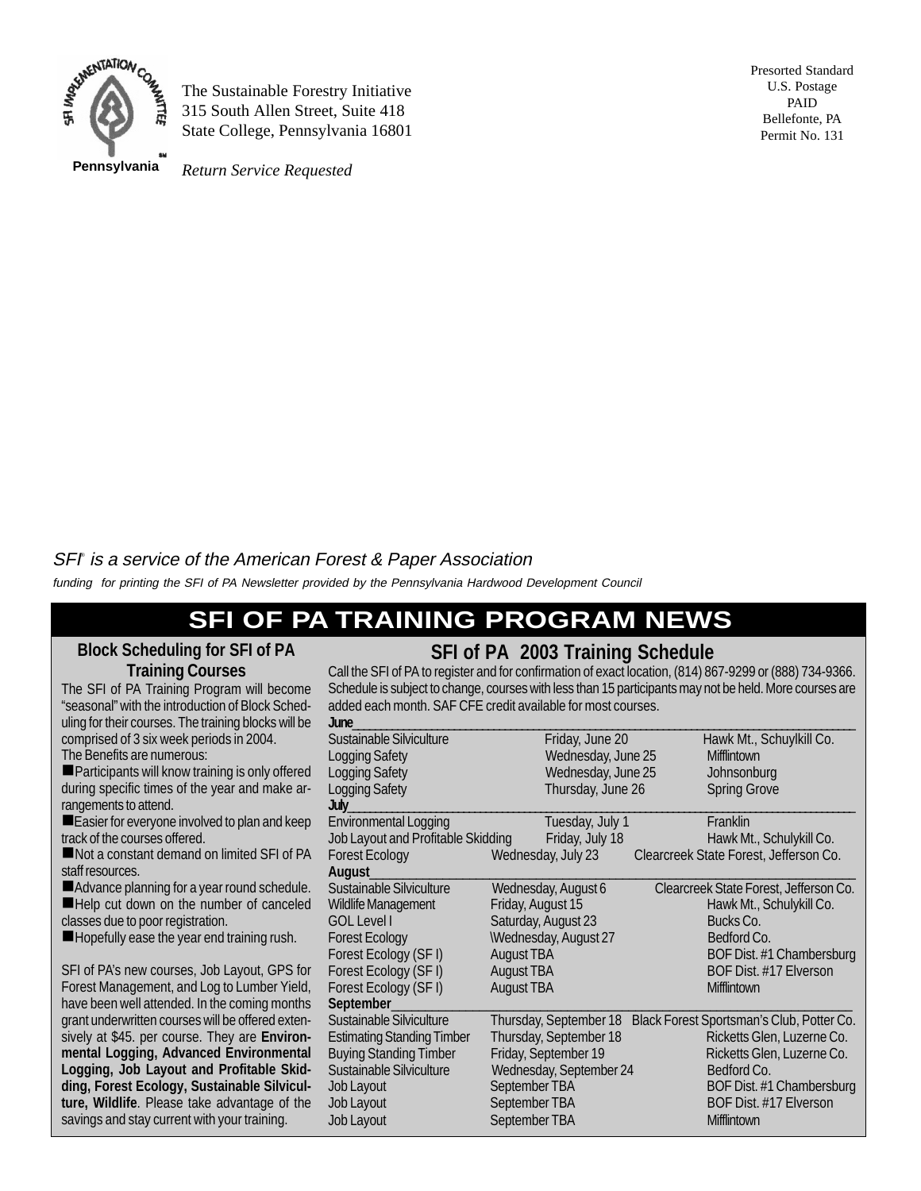The Sustainable Forestry Initiative
315 South Allen Street, Suite 418
State College, Pennsylvania 16801

*Return Service Requested*

Presorted Standard
U.S. Postage
PAID
Bellefonte, PA
Permit No. 131

*SFI® is a service of the American Forest & Paper Association*

*funding for printing the SFI of PA Newsletter provided by the Pennsylvania Hardwood Development Council*

# SFI OF PA TRAINING PROGRAM NEWS

## Block Scheduling for SFI of PA Training Courses

The SFI of PA Training Program will become "seasonal" with the introduction of Block Scheduling for their courses. The training blocks will be comprised of 3 six week periods in 2004.

The Benefits are numerous:

- Participants will know training is only offered during specific times of the year and make arrangements to attend.
- Easier for everyone involved to plan and keep track of the courses offered.
- Not a constant demand on limited SFI of PA staff resources.
- Advance planning for a year round schedule.
- Help cut down on the number of canceled classes due to poor registration.
- Hopefully ease the year end training rush.

SFI of PA's new courses, Job Layout, GPS for Forest Management, and Log to Lumber Yield, have been well attended. In the coming months grant underwritten courses will be offered extensively at $45. per course. They are **Environmental Logging, Advanced Environmental Logging, Job Layout and Profitable Skidding, Forest Ecology, Sustainable Silviculture, Wildlife**. Please take advantage of the savings and stay current with your training.

## SFI of PA 2003 Training Schedule

Call the SFI of PA to register and for confirmation of exact location, (814) 867-9299 or (888) 734-9366. Schedule is subject to change, courses with less than 15 participants may not be held. More courses are added each month. SAF CFE credit available for most courses.

| | | |
|---|---|---|
| **June** | | |
| Sustainable Silviculture | Friday, June 20 | Hawk Mt., Schuylkill Co. |
| Logging Safety | Wednesday, June 25 | Mifflintown |
| Logging Safety | Wednesday, June 25 | Johnsonburg |
| Logging Safety | Thursday, June 26 | Spring Grove |
| **July** | | |
| Environmental Logging | Tuesday, July 1 | Franklin |
| Job Layout and Profitable Skidding | Friday, July 18 | Hawk Mt., Schulykill Co. |
| Forest Ecology | Wednesday, July 23 | Clearcreek State Forest, Jefferson Co. |
| **August** | | |
| Sustainable Silviculture | Wednesday, August 6 | Clearcreek State Forest, Jefferson Co. |
| Wildlife Management | Friday, August 15 | Hawk Mt., Schulykill Co. |
| GOL Level I | Saturday, August 23 | Bucks Co. |
| Forest Ecology | \Wednesday, August 27 | Bedford Co. |
| Forest Ecology (SF I) | August TBA | BOF Dist. #1 Chambersburg |
| Forest Ecology (SF I) | August TBA | BOF Dist. #17 Elverson |
| Forest Ecology (SF I) | August TBA | Mifflintown |
| **September** | | |
| Sustainable Silviculture | Thursday, September 18 | Black Forest Sportsman's Club, Potter Co. |
| Estimating Standing Timber | Thursday, September 18 | Ricketts Glen, Luzerne Co. |
| Buying Standing Timber | Friday, September 19 | Ricketts Glen, Luzerne Co. |
| Sustainable Silviculture | Wednesday, September 24 | Bedford Co. |
| Job Layout | September TBA | BOF Dist. #1 Chambersburg |
| Job Layout | September TBA | BOF Dist. #17 Elverson |
| Job Layout | September TBA | Mifflintown |